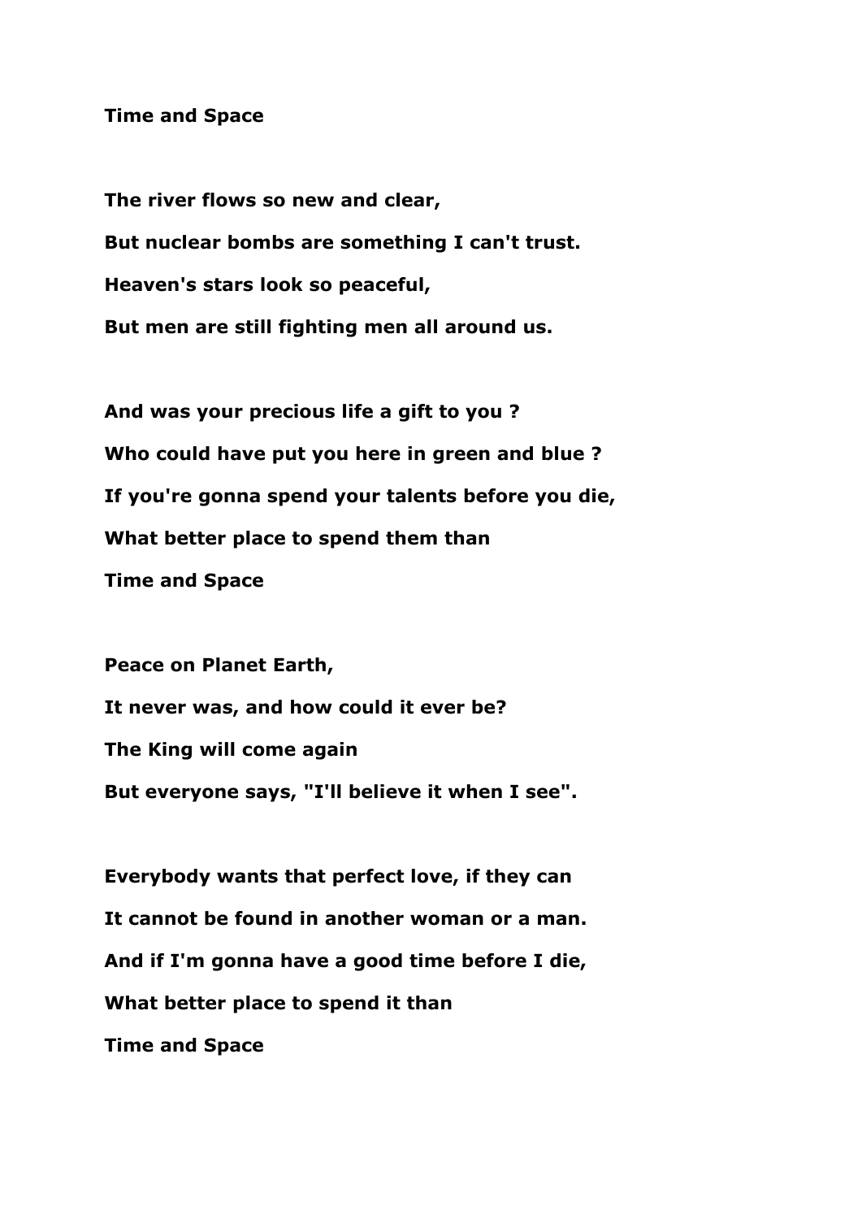# Time and Space

**The river flows so new and clear,**
**But nuclear bombs are something I can't trust.**
**Heaven's stars look so peaceful,**
**But men are still fighting men all around us.**

**And was your precious life a gift to you ?**
**Who could have put you here in green and blue ?**
**If you're gonna spend your talents before you die,**
**What better place to spend them than**
**Time and Space**

**Peace on Planet Earth,**
**It never was, and how could it ever be?**
**The King will come again**
**But everyone says, "I'll believe it when I see".**

**Everybody wants that perfect love, if they can**
**It cannot be found in another woman or a man.**
**And if I'm gonna have a good time before I die,**
**What better place to spend it than**
**Time and Space**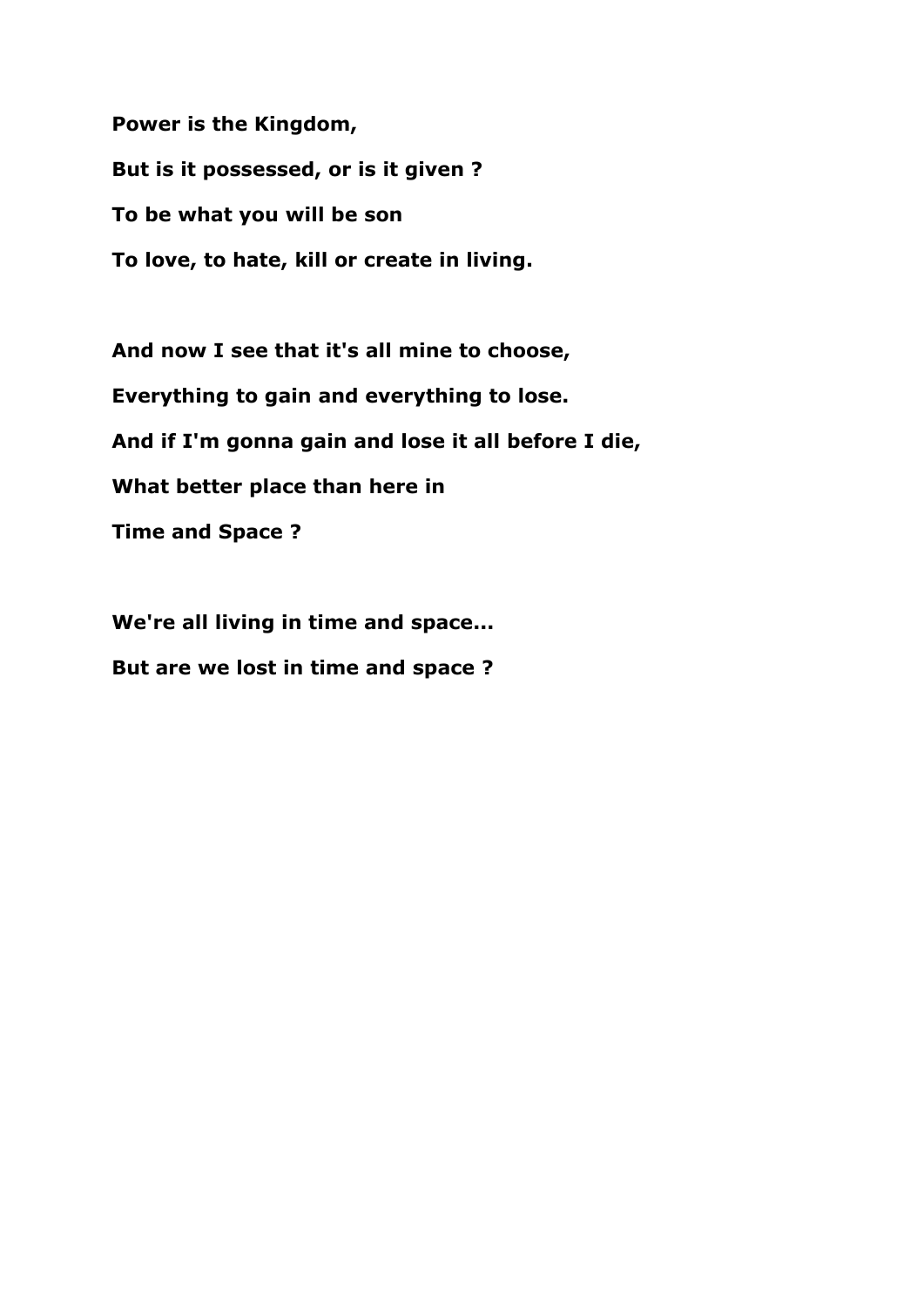**Power is the Kingdom,**

**But is it possessed, or is it given ?**

**To be what you will be son**

**To love, to hate, kill or create in living.**

**And now I see that it's all mine to choose,**

**Everything to gain and everything to lose.**

**And if I'm gonna gain and lose it all before I die,**

**What better place than here in**

**Time and Space ?**

**We're all living in time and space...**

**But are we lost in time and space ?**